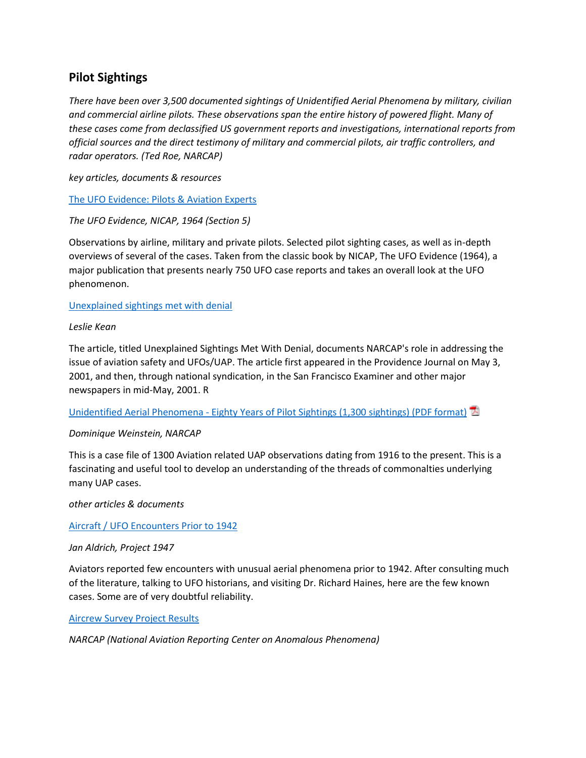## Pilot Sightings

*There have been over 3,500 documented sightings of Unidentified Aerial Phenomena by military, civilian and commercial airline pilots. These observations span the entire history of powered flight. Many of these cases come from declassified US government reports and investigations, international reports from official sources and the direct testimony of military and commercial pilots, air traffic controllers, and radar operators. (Ted Roe, NARCAP)*

*key articles, documents & resources*

The UFO Evidence: Pilots & Aviation Experts

*The UFO Evidence, NICAP, 1964 (Section 5)*

Observations by airline, military and private pilots. Selected pilot sighting cases, as well as in-depth overviews of several of the cases. Taken from the classic book by NICAP, The UFO Evidence (1964), a major publication that presents nearly 750 UFO case reports and takes an overall look at the UFO phenomenon.

Unexplained sightings met with denial

*Leslie Kean*

The article, titled Unexplained Sightings Met With Denial, documents NARCAP's role in addressing the issue of aviation safety and UFOs/UAP. The article first appeared in the Providence Journal on May 3, 2001, and then, through national syndication, in the San Francisco Examiner and other major newspapers in mid-May, 2001. R

Unidentified Aerial Phenomena - Eighty Years of Pilot Sightings (1,300 sightings) (PDF format)

*Dominique Weinstein, NARCAP*

This is a case file of 1300 Aviation related UAP observations dating from 1916 to the present. This is a fascinating and useful tool to develop an understanding of the threads of commonalties underlying many UAP cases.

*other articles & documents*

Aircraft / UFO Encounters Prior to 1942

*Jan Aldrich, Project 1947*

Aviators reported few encounters with unusual aerial phenomena prior to 1942. After consulting much of the literature, talking to UFO historians, and visiting Dr. Richard Haines, here are the few known cases. Some are of very doubtful reliability.

Aircrew Survey Project Results

*NARCAP (National Aviation Reporting Center on Anomalous Phenomena)*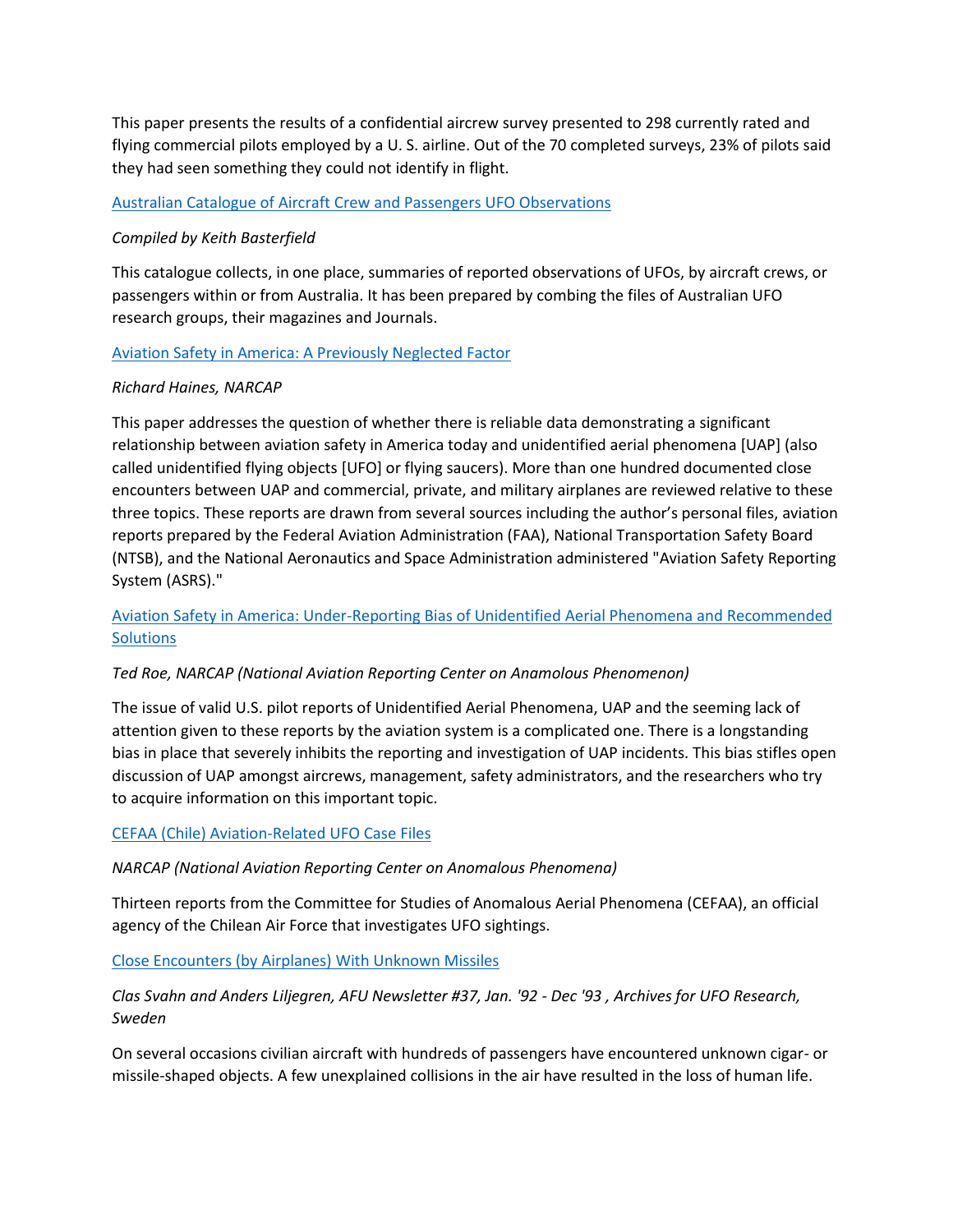This paper presents the results of a confidential aircrew survey presented to 298 currently rated and flying commercial pilots employed by a U. S. airline. Out of the 70 completed surveys, 23% of pilots said they had seen something they could not identify in flight.

[Australian Catalogue of Aircraft Crew and Passengers UFO Observations]

*Compiled by Keith Basterfield*

This catalogue collects, in one place, summaries of reported observations of UFOs, by aircraft crews, or passengers within or from Australia. It has been prepared by combing the files of Australian UFO research groups, their magazines and Journals.

[Aviation Safety in America: A Previously Neglected Factor]

*Richard Haines, NARCAP*

This paper addresses the question of whether there is reliable data demonstrating a significant relationship between aviation safety in America today and unidentified aerial phenomena [UAP] (also called unidentified flying objects [UFO] or flying saucers). More than one hundred documented close encounters between UAP and commercial, private, and military airplanes are reviewed relative to these three topics. These reports are drawn from several sources including the author's personal files, aviation reports prepared by the Federal Aviation Administration (FAA), National Transportation Safety Board (NTSB), and the National Aeronautics and Space Administration administered "Aviation Safety Reporting System (ASRS)."

[Aviation Safety in America: Under-Reporting Bias of Unidentified Aerial Phenomena and Recommended Solutions]

*Ted Roe, NARCAP (National Aviation Reporting Center on Anamolous Phenomenon)*

The issue of valid U.S. pilot reports of Unidentified Aerial Phenomena, UAP and the seeming lack of attention given to these reports by the aviation system is a complicated one. There is a longstanding bias in place that severely inhibits the reporting and investigation of UAP incidents. This bias stifles open discussion of UAP amongst aircrews, management, safety administrators, and the researchers who try to acquire information on this important topic.

[CEFAA (Chile) Aviation-Related UFO Case Files]

*NARCAP (National Aviation Reporting Center on Anomalous Phenomena)*

Thirteen reports from the Committee for Studies of Anomalous Aerial Phenomena (CEFAA), an official agency of the Chilean Air Force that investigates UFO sightings.

[Close Encounters (by Airplanes) With Unknown Missiles]

*Clas Svahn and Anders Liljegren, AFU Newsletter #37, Jan. '92 - Dec '93 , Archives for UFO Research, Sweden*

On several occasions civilian aircraft with hundreds of passengers have encountered unknown cigar- or missile-shaped objects. A few unexplained collisions in the air have resulted in the loss of human life.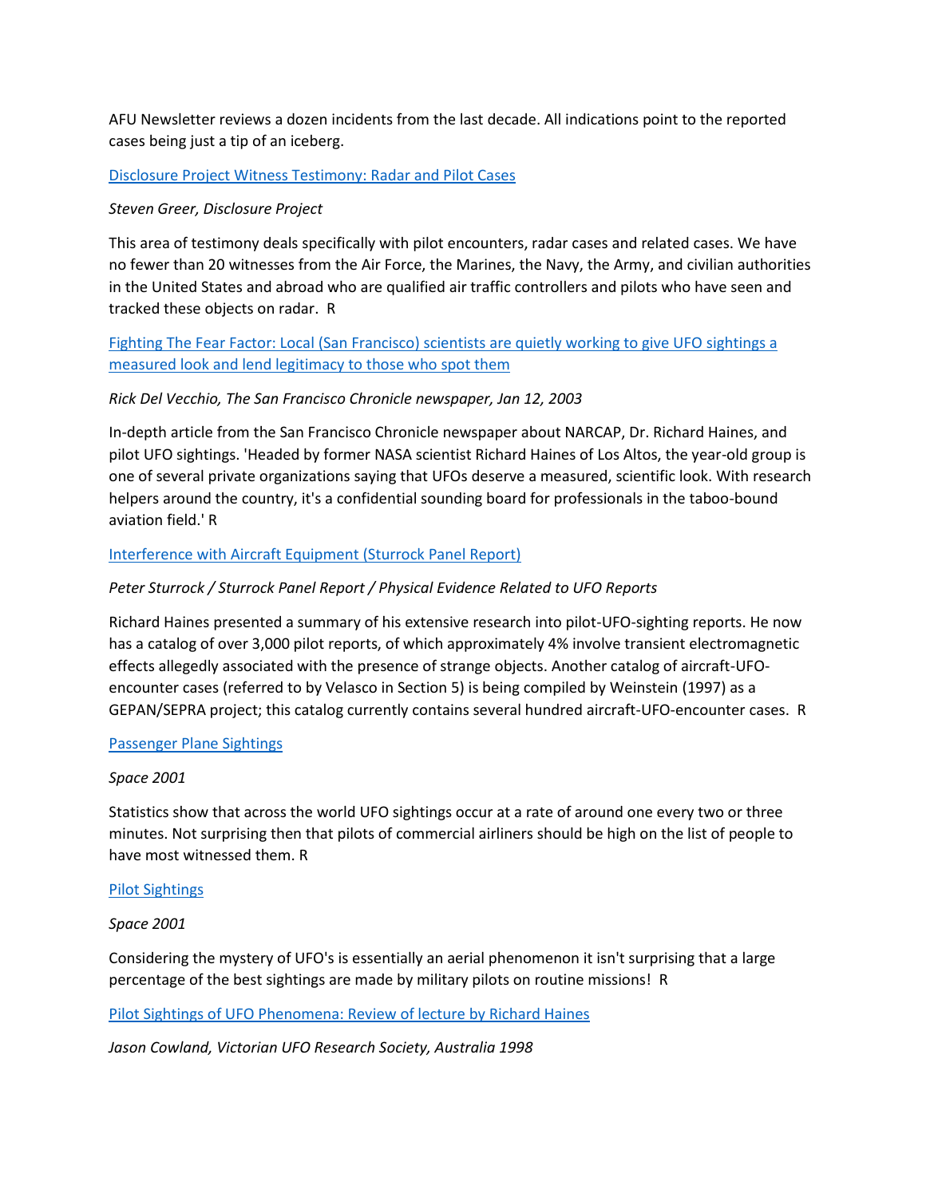AFU Newsletter reviews a dozen incidents from the last decade. All indications point to the reported cases being just a tip of an iceberg.

Disclosure Project Witness Testimony: Radar and Pilot Cases

*Steven Greer, Disclosure Project*

This area of testimony deals specifically with pilot encounters, radar cases and related cases. We have no fewer than 20 witnesses from the Air Force, the Marines, the Navy, the Army, and civilian authorities in the United States and abroad who are qualified air traffic controllers and pilots who have seen and tracked these objects on radar. R

Fighting The Fear Factor: Local (San Francisco) scientists are quietly working to give UFO sightings a measured look and lend legitimacy to those who spot them

*Rick Del Vecchio, The San Francisco Chronicle newspaper, Jan 12, 2003*

In-depth article from the San Francisco Chronicle newspaper about NARCAP, Dr. Richard Haines, and pilot UFO sightings. 'Headed by former NASA scientist Richard Haines of Los Altos, the year-old group is one of several private organizations saying that UFOs deserve a measured, scientific look. With research helpers around the country, it's a confidential sounding board for professionals in the taboo-bound aviation field.' R

Interference with Aircraft Equipment (Sturrock Panel Report)

*Peter Sturrock / Sturrock Panel Report / Physical Evidence Related to UFO Reports*

Richard Haines presented a summary of his extensive research into pilot-UFO-sighting reports. He now has a catalog of over 3,000 pilot reports, of which approximately 4% involve transient electromagnetic effects allegedly associated with the presence of strange objects. Another catalog of aircraft-UFO-encounter cases (referred to by Velasco in Section 5) is being compiled by Weinstein (1997) as a GEPAN/SEPRA project; this catalog currently contains several hundred aircraft-UFO-encounter cases. R

Passenger Plane Sightings

*Space 2001*

Statistics show that across the world UFO sightings occur at a rate of around one every two or three minutes. Not surprising then that pilots of commercial airliners should be high on the list of people to have most witnessed them. R

Pilot Sightings

*Space 2001*

Considering the mystery of UFO's is essentially an aerial phenomenon it isn't surprising that a large percentage of the best sightings are made by military pilots on routine missions! R

Pilot Sightings of UFO Phenomena: Review of lecture by Richard Haines

*Jason Cowland, Victorian UFO Research Society, Australia 1998*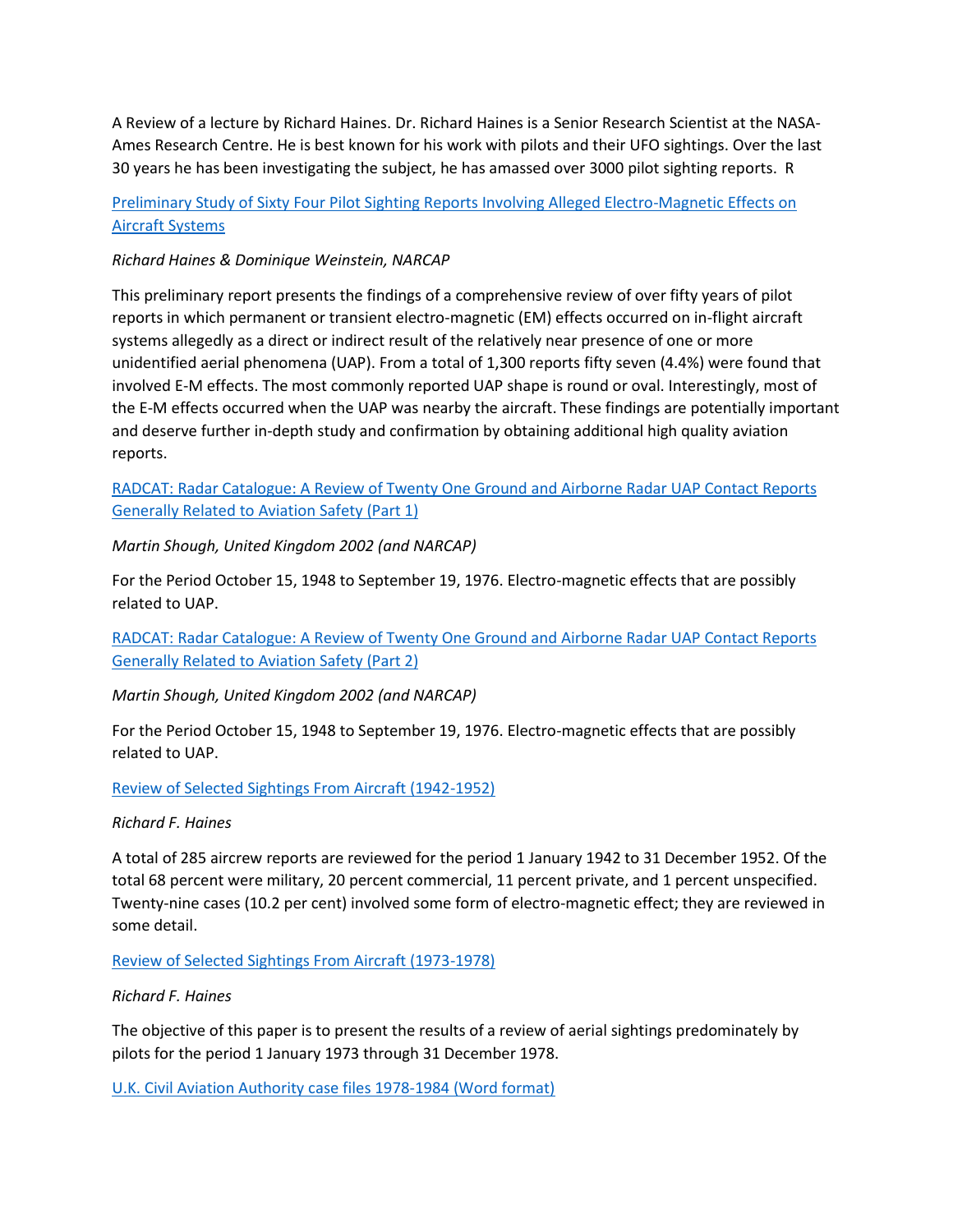A Review of a lecture by Richard Haines. Dr. Richard Haines is a Senior Research Scientist at the NASA-Ames Research Centre. He is best known for his work with pilots and their UFO sightings. Over the last 30 years he has been investigating the subject, he has amassed over 3000 pilot sighting reports. R

[Preliminary Study of Sixty Four Pilot Sighting Reports Involving Alleged Electro-Magnetic Effects on Aircraft Systems]

*Richard Haines & Dominique Weinstein, NARCAP*

This preliminary report presents the findings of a comprehensive review of over fifty years of pilot reports in which permanent or transient electro-magnetic (EM) effects occurred on in-flight aircraft systems allegedly as a direct or indirect result of the relatively near presence of one or more unidentified aerial phenomena (UAP). From a total of 1,300 reports fifty seven (4.4%) were found that involved E-M effects. The most commonly reported UAP shape is round or oval. Interestingly, most of the E-M effects occurred when the UAP was nearby the aircraft. These findings are potentially important and deserve further in-depth study and confirmation by obtaining additional high quality aviation reports.

[RADCAT: Radar Catalogue: A Review of Twenty One Ground and Airborne Radar UAP Contact Reports Generally Related to Aviation Safety (Part 1)]

*Martin Shough, United Kingdom 2002 (and NARCAP)*

For the Period October 15, 1948 to September 19, 1976. Electro-magnetic effects that are possibly related to UAP.

[RADCAT: Radar Catalogue: A Review of Twenty One Ground and Airborne Radar UAP Contact Reports Generally Related to Aviation Safety (Part 2)]

*Martin Shough, United Kingdom 2002 (and NARCAP)*

For the Period October 15, 1948 to September 19, 1976. Electro-magnetic effects that are possibly related to UAP.

[Review of Selected Sightings From Aircraft (1942-1952)]

*Richard F. Haines*

A total of 285 aircrew reports are reviewed for the period 1 January 1942 to 31 December 1952. Of the total 68 percent were military, 20 percent commercial, 11 percent private, and 1 percent unspecified. Twenty-nine cases (10.2 per cent) involved some form of electro-magnetic effect; they are reviewed in some detail.

[Review of Selected Sightings From Aircraft (1973-1978)]

*Richard F. Haines*

The objective of this paper is to present the results of a review of aerial sightings predominately by pilots for the period 1 January 1973 through 31 December 1978.

[U.K. Civil Aviation Authority case files 1978-1984 (Word format)]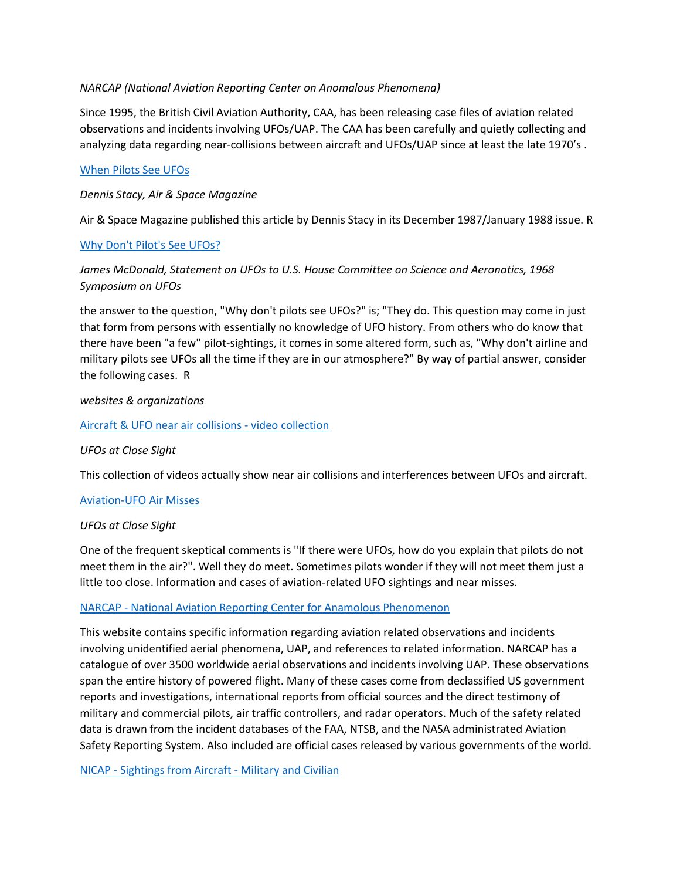*NARCAP (National Aviation Reporting Center on Anomalous Phenomena)*

Since 1995, the British Civil Aviation Authority, CAA, has been releasing case files of aviation related observations and incidents involving UFOs/UAP. The CAA has been carefully and quietly collecting and analyzing data regarding near-collisions between aircraft and UFOs/UAP since at least the late 1970's .

When Pilots See UFOs

*Dennis Stacy, Air & Space Magazine*

Air & Space Magazine published this article by Dennis Stacy in its December 1987/January 1988 issue. R

Why Don't Pilot's See UFOs?

*James McDonald, Statement on UFOs to U.S. House Committee on Science and Aeronatics, 1968 Symposium on UFOs*

the answer to the question, "Why don't pilots see UFOs?" is; "They do. This question may come in just that form from persons with essentially no knowledge of UFO history. From others who do know that there have been "a few" pilot-sightings, it comes in some altered form, such as, "Why don't airline and military pilots see UFOs all the time if they are in our atmosphere?" By way of partial answer, consider the following cases. R

*websites & organizations*

Aircraft & UFO near air collisions - video collection

*UFOs at Close Sight*

This collection of videos actually show near air collisions and interferences between UFOs and aircraft.

Aviation-UFO Air Misses

*UFOs at Close Sight*

One of the frequent skeptical comments is "If there were UFOs, how do you explain that pilots do not meet them in the air?". Well they do meet. Sometimes pilots wonder if they will not meet them just a little too close. Information and cases of aviation-related UFO sightings and near misses.

NARCAP - National Aviation Reporting Center for Anamolous Phenomenon

This website contains specific information regarding aviation related observations and incidents involving unidentified aerial phenomena, UAP, and references to related information. NARCAP has a catalogue of over 3500 worldwide aerial observations and incidents involving UAP. These observations span the entire history of powered flight. Many of these cases come from declassified US government reports and investigations, international reports from official sources and the direct testimony of military and commercial pilots, air traffic controllers, and radar operators. Much of the safety related data is drawn from the incident databases of the FAA, NTSB, and the NASA administrated Aviation Safety Reporting System. Also included are official cases released by various governments of the world.

NICAP - Sightings from Aircraft - Military and Civilian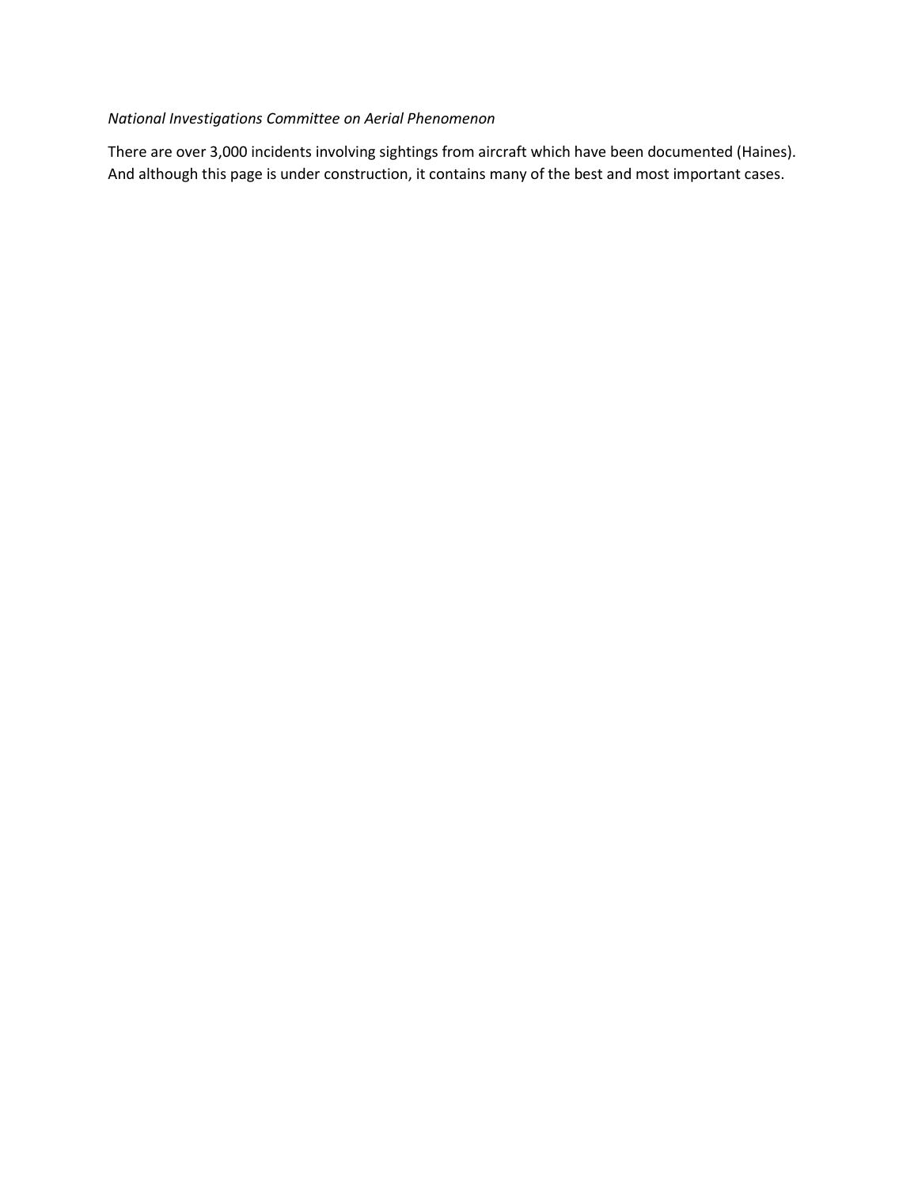*National Investigations Committee on Aerial Phenomenon*

There are over 3,000 incidents involving sightings from aircraft which have been documented (Haines). And although this page is under construction, it contains many of the best and most important cases.